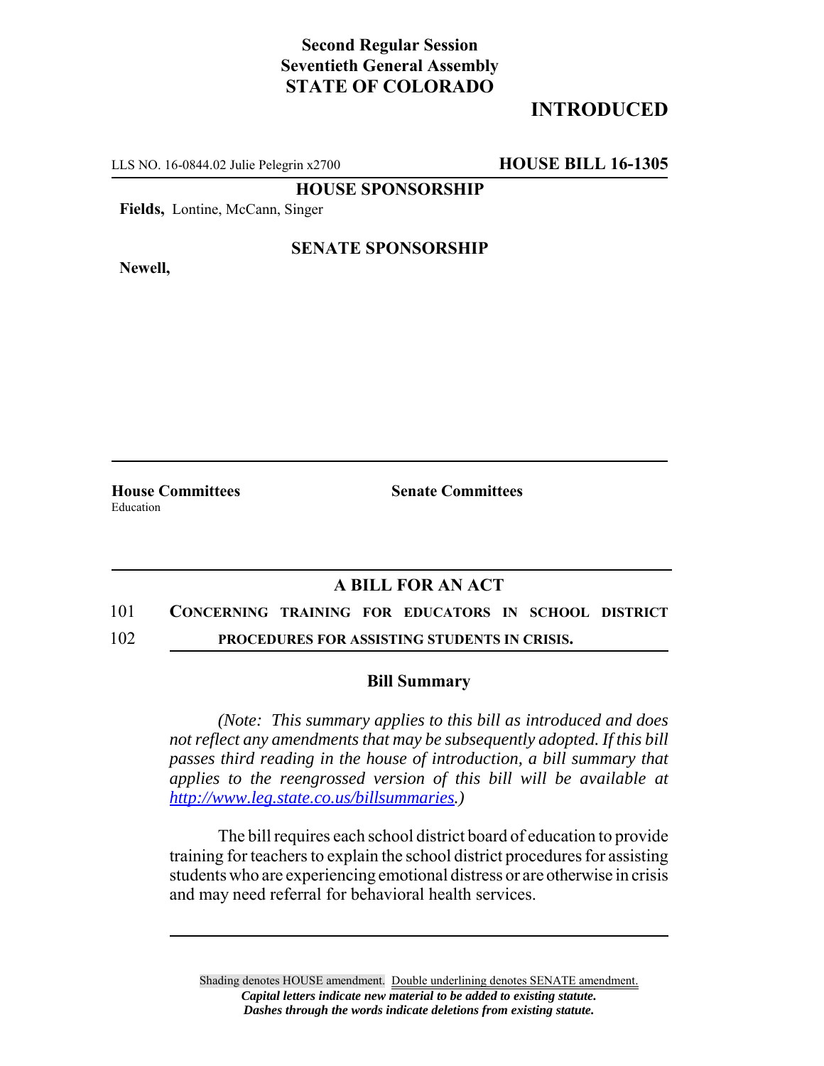**Second Regular Session**
**Seventieth General Assembly**
**STATE OF COLORADO**

# INTRODUCED

LLS NO. 16-0844.02 Julie Pelegrin x2700 **HOUSE BILL 16-1305**

**HOUSE SPONSORSHIP**

**Fields,** Lontine, McCann, Singer

**SENATE SPONSORSHIP**

**Newell,**

**House Committees**
Education

**Senate Committees**

## A BILL FOR AN ACT

101 **CONCERNING TRAINING FOR EDUCATORS IN SCHOOL DISTRICT**
102 **PROCEDURES FOR ASSISTING STUDENTS IN CRISIS.**

### Bill Summary

*(Note: This summary applies to this bill as introduced and does not reflect any amendments that may be subsequently adopted. If this bill passes third reading in the house of introduction, a bill summary that applies to the reengrossed version of this bill will be available at [http://www.leg.state.co.us/billsummaries](http://www.leg.state.co.us/billsummaries).)*

The bill requires each school district board of education to provide training for teachers to explain the school district procedures for assisting students who are experiencing emotional distress or are otherwise in crisis and may need referral for behavioral health services.

Shading denotes HOUSE amendment. Double underlining denotes SENATE amendment.
***Capital letters indicate new material to be added to existing statute.***
***Dashes through the words indicate deletions from existing statute.***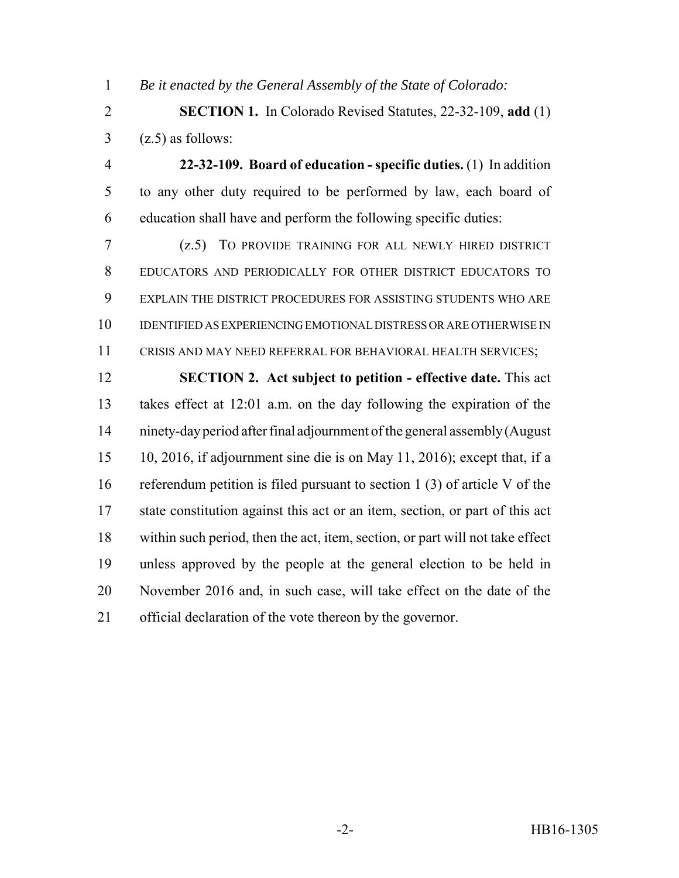*Be it enacted by the General Assembly of the State of Colorado:*

**SECTION 1.** In Colorado Revised Statutes, 22-32-109, **add** (1) (z.5) as follows:

**22-32-109. Board of education - specific duties.** (1) In addition to any other duty required to be performed by law, each board of education shall have and perform the following specific duties:

(z.5) TO PROVIDE TRAINING FOR ALL NEWLY HIRED DISTRICT EDUCATORS AND PERIODICALLY FOR OTHER DISTRICT EDUCATORS TO EXPLAIN THE DISTRICT PROCEDURES FOR ASSISTING STUDENTS WHO ARE IDENTIFIED AS EXPERIENCING EMOTIONAL DISTRESS OR ARE OTHERWISE IN CRISIS AND MAY NEED REFERRAL FOR BEHAVIORAL HEALTH SERVICES;

**SECTION 2. Act subject to petition - effective date.** This act takes effect at 12:01 a.m. on the day following the expiration of the ninety-day period after final adjournment of the general assembly (August 10, 2016, if adjournment sine die is on May 11, 2016); except that, if a referendum petition is filed pursuant to section 1 (3) of article V of the state constitution against this act or an item, section, or part of this act within such period, then the act, item, section, or part will not take effect unless approved by the people at the general election to be held in November 2016 and, in such case, will take effect on the date of the official declaration of the vote thereon by the governor.